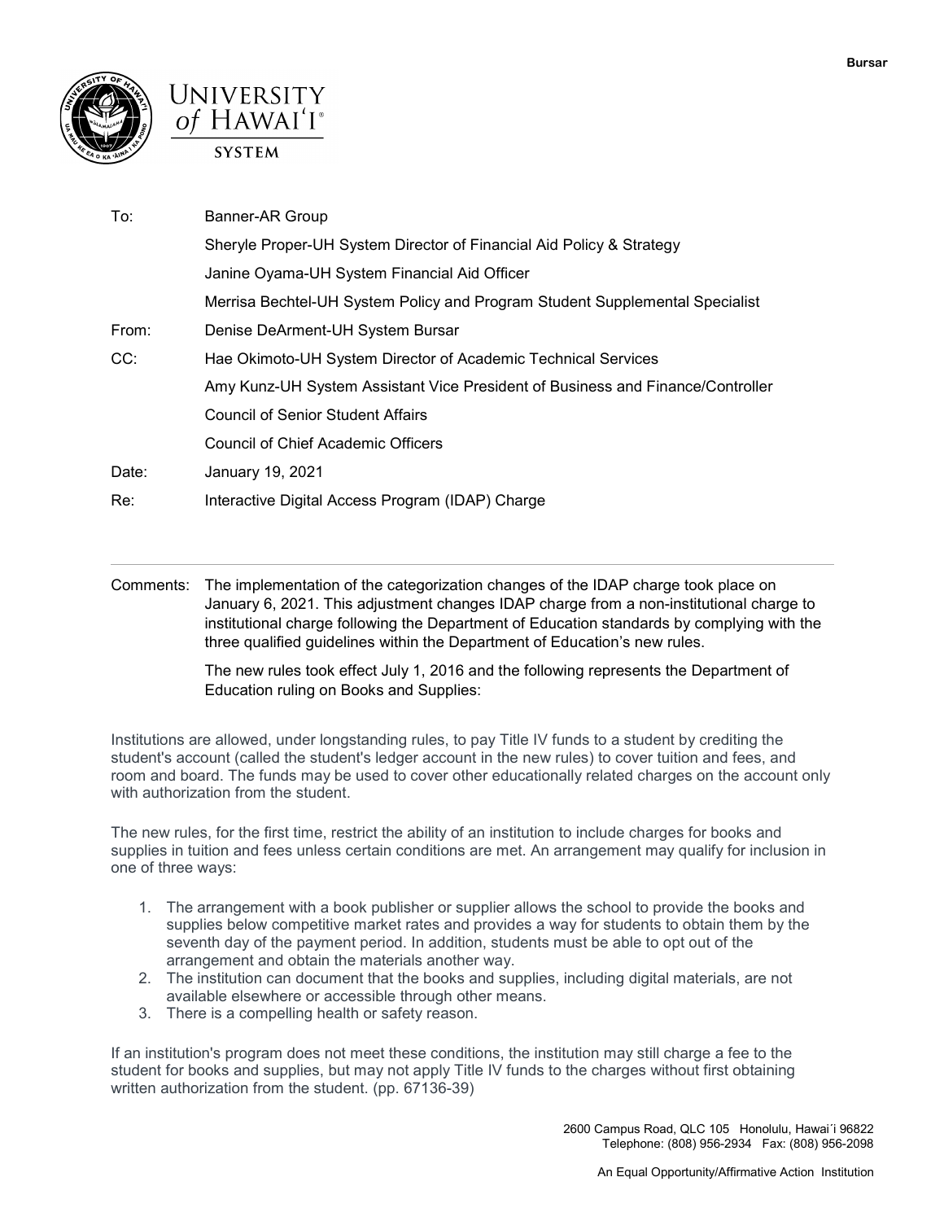Bursar

UNIVERSITY of HAWAIʻI® SYSTEM

| | |
|---|---|
| To: | Banner-AR Group |
| | Sheryle Proper-UH System Director of Financial Aid Policy & Strategy |
| | Janine Oyama-UH System Financial Aid Officer |
| | Merrisa Bechtel-UH System Policy and Program Student Supplemental Specialist |
| From: | Denise DeArment-UH System Bursar |
| CC: | Hae Okimoto-UH System Director of Academic Technical Services |
| | Amy Kunz-UH System Assistant Vice President of Business and Finance/Controller |
| | Council of Senior Student Affairs |
| | Council of Chief Academic Officers |
| Date: | January 19, 2021 |
| Re: | Interactive Digital Access Program (IDAP) Charge |

---

Comments: The implementation of the categorization changes of the IDAP charge took place on January 6, 2021. This adjustment changes IDAP charge from a non-institutional charge to institutional charge following the Department of Education standards by complying with the three qualified guidelines within the Department of Education's new rules.

The new rules took effect July 1, 2016 and the following represents the Department of Education ruling on Books and Supplies:

Institutions are allowed, under longstanding rules, to pay Title IV funds to a student by crediting the student's account (called the student's ledger account in the new rules) to cover tuition and fees, and room and board. The funds may be used to cover other educationally related charges on the account only with authorization from the student.

The new rules, for the first time, restrict the ability of an institution to include charges for books and supplies in tuition and fees unless certain conditions are met. An arrangement may qualify for inclusion in one of three ways:

1. The arrangement with a book publisher or supplier allows the school to provide the books and supplies below competitive market rates and provides a way for students to obtain them by the seventh day of the payment period. In addition, students must be able to opt out of the arrangement and obtain the materials another way.
2. The institution can document that the books and supplies, including digital materials, are not available elsewhere or accessible through other means.
3. There is a compelling health or safety reason.

If an institution's program does not meet these conditions, the institution may still charge a fee to the student for books and supplies, but may not apply Title IV funds to the charges without first obtaining written authorization from the student. (pp. 67136-39)

2600 Campus Road, QLC 105 Honolulu, Hawaiʻi 96822
Telephone: (808) 956-2934 Fax: (808) 956-2098

An Equal Opportunity/Affirmative Action Institution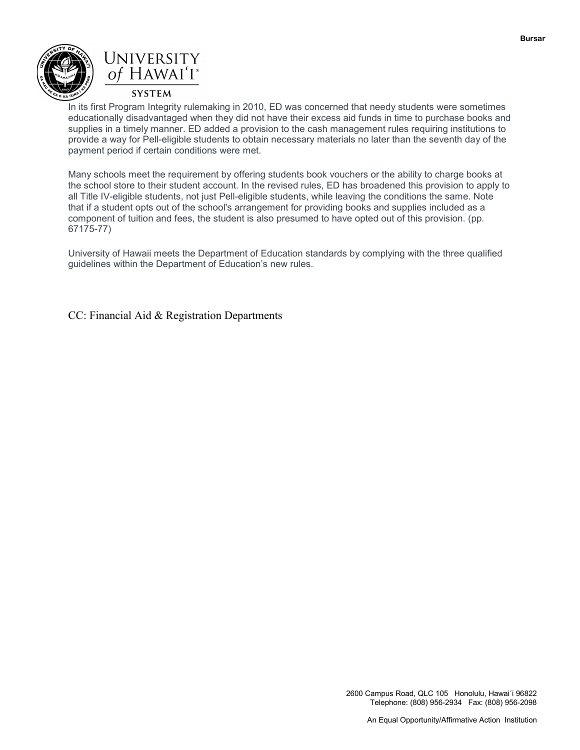In its first Program Integrity rulemaking in 2010, ED was concerned that needy students were sometimes educationally disadvantaged when they did not have their excess aid funds in time to purchase books and supplies in a timely manner. ED added a provision to the cash management rules requiring institutions to provide a way for Pell-eligible students to obtain necessary materials no later than the seventh day of the payment period if certain conditions were met.

Many schools meet the requirement by offering students book vouchers or the ability to charge books at the school store to their student account. In the revised rules, ED has broadened this provision to apply to all Title IV-eligible students, not just Pell-eligible students, while leaving the conditions the same. Note that if a student opts out of the school's arrangement for providing books and supplies included as a component of tuition and fees, the student is also presumed to have opted out of this provision. (pp. 67175-77)

University of Hawaii meets the Department of Education standards by complying with the three qualified guidelines within the Department of Education's new rules.

CC: Financial Aid & Registration Departments

2600 Campus Road, QLC 105 Honolulu, Hawai´i 96822
Telephone: (808) 956-2934 Fax: (808) 956-2098

An Equal Opportunity/Affirmative Action Institution